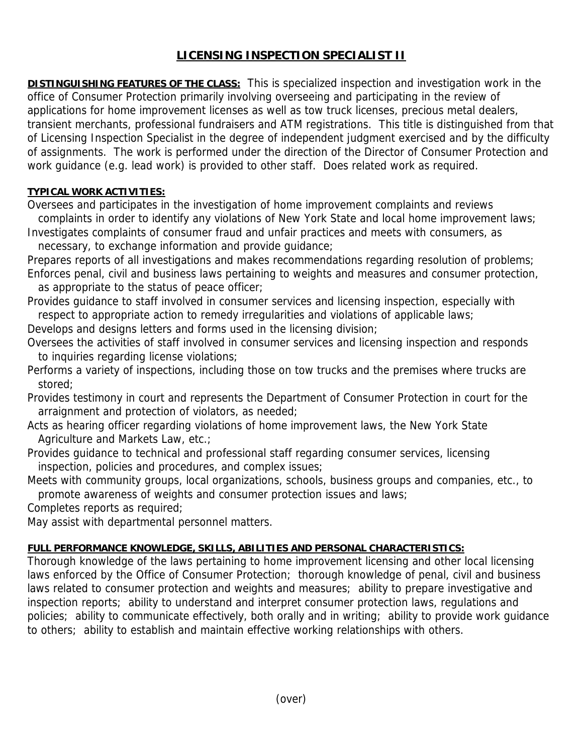# LICENSING INSPECTION SPECIALIST II

**DISTINGUISHING FEATURES OF THE CLASS:** This is specialized inspection and investigation work in the office of Consumer Protection primarily involving overseeing and participating in the review of applications for home improvement licenses as well as tow truck licenses, precious metal dealers, transient merchants, professional fundraisers and ATM registrations. This title is distinguished from that of Licensing Inspection Specialist in the degree of independent judgment exercised and by the difficulty of assignments. The work is performed under the direction of the Director of Consumer Protection and work guidance (e.g. lead work) is provided to other staff. Does related work as required.

**TYPICAL WORK ACTIVITIES:**

Oversees and participates in the investigation of home improvement complaints and reviews complaints in order to identify any violations of New York State and local home improvement laws;
Investigates complaints of consumer fraud and unfair practices and meets with consumers, as necessary, to exchange information and provide guidance;
Prepares reports of all investigations and makes recommendations regarding resolution of problems;
Enforces penal, civil and business laws pertaining to weights and measures and consumer protection, as appropriate to the status of peace officer;
Provides guidance to staff involved in consumer services and licensing inspection, especially with respect to appropriate action to remedy irregularities and violations of applicable laws;
Develops and designs letters and forms used in the licensing division;
Oversees the activities of staff involved in consumer services and licensing inspection and responds to inquiries regarding license violations;
Performs a variety of inspections, including those on tow trucks and the premises where trucks are stored;
Provides testimony in court and represents the Department of Consumer Protection in court for the arraignment and protection of violators, as needed;
Acts as hearing officer regarding violations of home improvement laws, the New York State Agriculture and Markets Law, etc.;
Provides guidance to technical and professional staff regarding consumer services, licensing inspection, policies and procedures, and complex issues;
Meets with community groups, local organizations, schools, business groups and companies, etc., to promote awareness of weights and consumer protection issues and laws;
Completes reports as required;
May assist with departmental personnel matters.

**FULL PERFORMANCE KNOWLEDGE, SKILLS, ABILITIES AND PERSONAL CHARACTERISTICS:**
Thorough knowledge of the laws pertaining to home improvement licensing and other local licensing laws enforced by the Office of Consumer Protection; thorough knowledge of penal, civil and business laws related to consumer protection and weights and measures; ability to prepare investigative and inspection reports; ability to understand and interpret consumer protection laws, regulations and policies; ability to communicate effectively, both orally and in writing; ability to provide work guidance to others; ability to establish and maintain effective working relationships with others.

(over)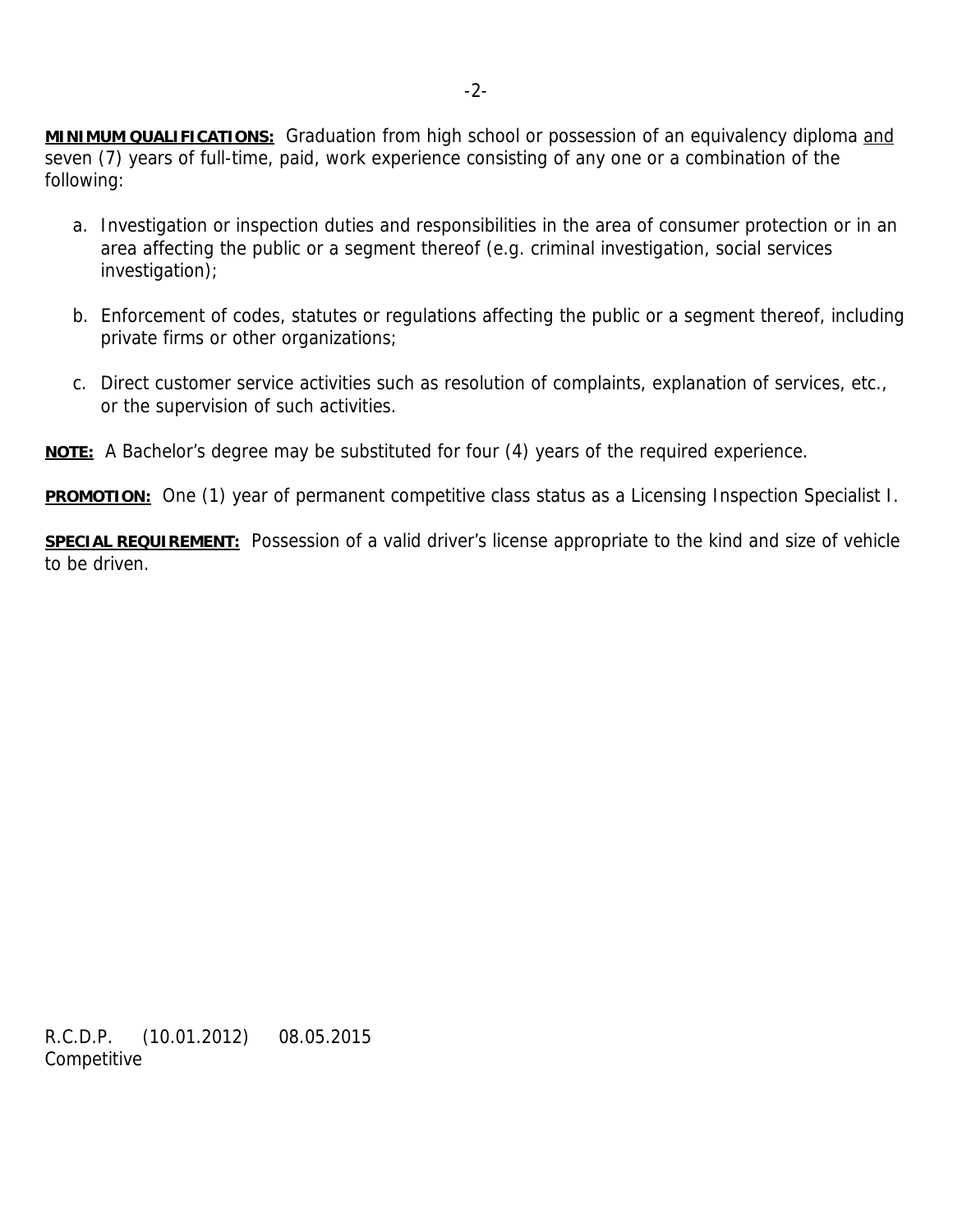**MINIMUM QUALIFICATIONS:** Graduation from high school or possession of an equivalency diploma and seven (7) years of full-time, paid, work experience consisting of any one or a combination of the following:

a. Investigation or inspection duties and responsibilities in the area of consumer protection or in an area affecting the public or a segment thereof (e.g. criminal investigation, social services investigation);

b. Enforcement of codes, statutes or regulations affecting the public or a segment thereof, including private firms or other organizations;

c. Direct customer service activities such as resolution of complaints, explanation of services, etc., or the supervision of such activities.

**NOTE:** A Bachelor's degree may be substituted for four (4) years of the required experience.

**PROMOTION:** One (1) year of permanent competitive class status as a Licensing Inspection Specialist I.

**SPECIAL REQUIREMENT:** Possession of a valid driver's license appropriate to the kind and size of vehicle to be driven.

R.C.D.P. (10.01.2012) 08.05.2015
Competitive